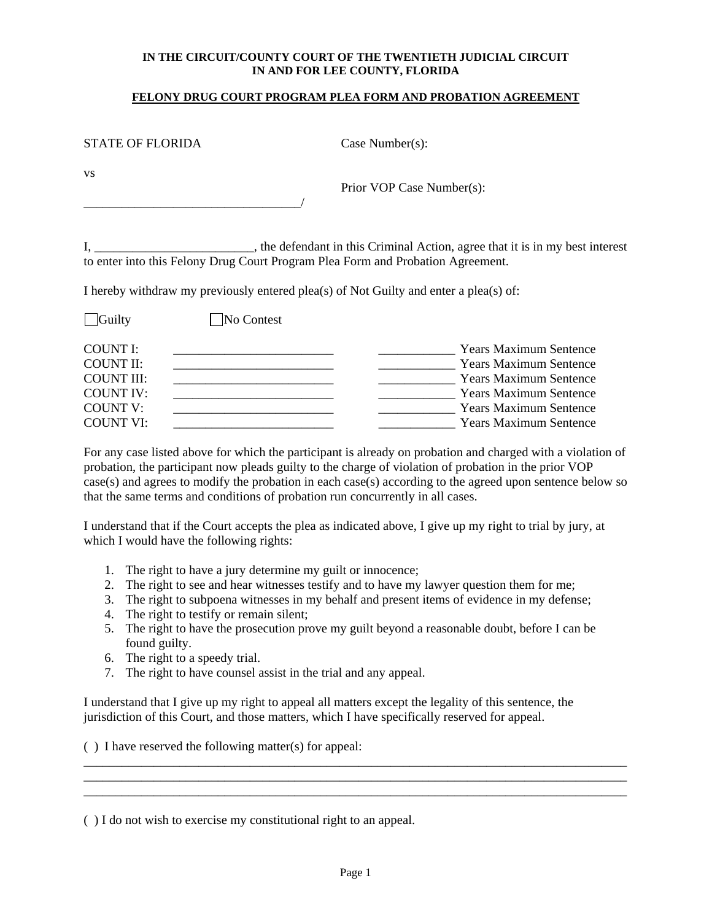**IN THE CIRCUIT/COUNTY COURT OF THE TWENTIETH JUDICIAL CIRCUIT**
**IN AND FOR LEE COUNTY, FLORIDA**

**FELONY DRUG COURT PROGRAM PLEA FORM AND PROBATION AGREEMENT**

STATE OF FLORIDA Case Number(s):

vs

Prior VOP Case Number(s):

___________________________________/

I, _________________________, the defendant in this Criminal Action, agree that it is in my best interest to enter into this Felony Drug Court Program Plea Form and Probation Agreement.

I hereby withdraw my previously entered plea(s) of Not Guilty and enter a plea(s) of:

☐ Guilty ☐ No Contest

| | | |
|---|---|---|
| COUNT I: | _________________________ | ____________ Years Maximum Sentence |
| COUNT II: | _________________________ | ____________ Years Maximum Sentence |
| COUNT III: | _________________________ | ____________ Years Maximum Sentence |
| COUNT IV: | _________________________ | ____________ Years Maximum Sentence |
| COUNT V: | _________________________ | ____________ Years Maximum Sentence |
| COUNT VI: | _________________________ | ____________ Years Maximum Sentence |

For any case listed above for which the participant is already on probation and charged with a violation of probation, the participant now pleads guilty to the charge of violation of probation in the prior VOP case(s) and agrees to modify the probation in each case(s) according to the agreed upon sentence below so that the same terms and conditions of probation run concurrently in all cases.

I understand that if the Court accepts the plea as indicated above, I give up my right to trial by jury, at which I would have the following rights:

1. The right to have a jury determine my guilt or innocence;
2. The right to see and hear witnesses testify and to have my lawyer question them for me;
3. The right to subpoena witnesses in my behalf and present items of evidence in my defense;
4. The right to testify or remain silent;
5. The right to have the prosecution prove my guilt beyond a reasonable doubt, before I can be found guilty.
6. The right to a speedy trial.
7. The right to have counsel assist in the trial and any appeal.

I understand that I give up my right to appeal all matters except the legality of this sentence, the jurisdiction of this Court, and those matters, which I have specifically reserved for appeal.

( ) I have reserved the following matter(s) for appeal:
_____________________________________________________________________________________
_____________________________________________________________________________________
_____________________________________________________________________________________

( ) I do not wish to exercise my constitutional right to an appeal.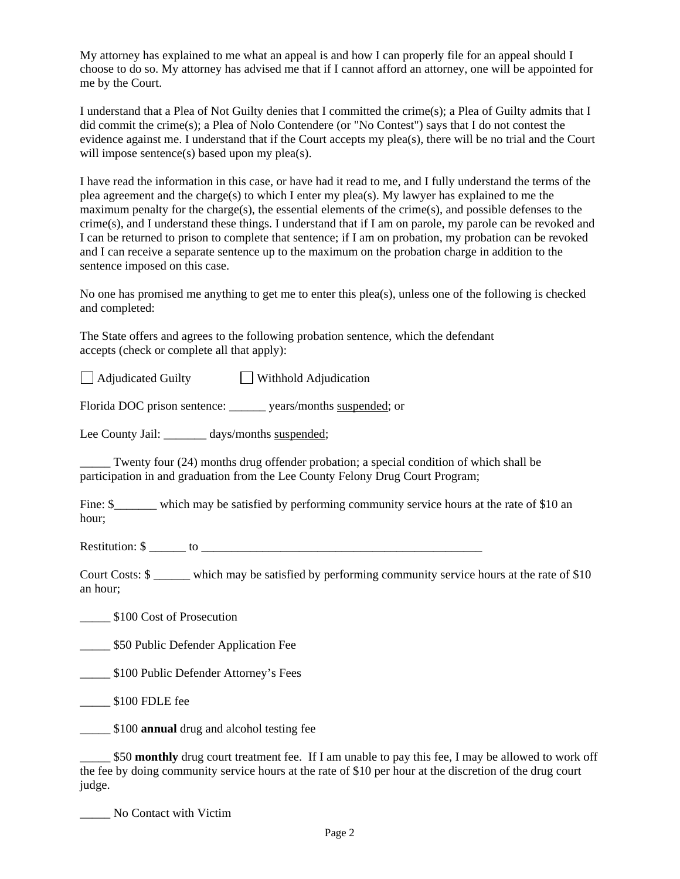My attorney has explained to me what an appeal is and how I can properly file for an appeal should I choose to do so. My attorney has advised me that if I cannot afford an attorney, one will be appointed for me by the Court.

I understand that a Plea of Not Guilty denies that I committed the crime(s); a Plea of Guilty admits that I did commit the crime(s); a Plea of Nolo Contendere (or "No Contest") says that I do not contest the evidence against me. I understand that if the Court accepts my plea(s), there will be no trial and the Court will impose sentence(s) based upon my plea(s).

I have read the information in this case, or have had it read to me, and I fully understand the terms of the plea agreement and the charge(s) to which I enter my plea(s). My lawyer has explained to me the maximum penalty for the charge(s), the essential elements of the crime(s), and possible defenses to the crime(s), and I understand these things. I understand that if I am on parole, my parole can be revoked and I can be returned to prison to complete that sentence; if I am on probation, my probation can be revoked and I can receive a separate sentence up to the maximum on the probation charge in addition to the sentence imposed on this case.

No one has promised me anything to get me to enter this plea(s), unless one of the following is checked and completed:

The State offers and agrees to the following probation sentence, which the defendant accepts (check or complete all that apply):

☐ Adjudicated Guilty ☐ Withhold Adjudication

Florida DOC prison sentence: ______ years/months <u>suspended</u>; or

Lee County Jail: _______ days/months <u>suspended</u>;

_____ Twenty four (24) months drug offender probation; a special condition of which shall be participation in and graduation from the Lee County Felony Drug Court Program;

Fine: $_______ which may be satisfied by performing community service hours at the rate of $10 an hour;

Restitution: $ ______ to _________________________________________________

Court Costs: $ ______ which may be satisfied by performing community service hours at the rate of $10 an hour;

_____ $100 Cost of Prosecution

_____ $50 Public Defender Application Fee

_____ $100 Public Defender Attorney's Fees

_____ $100 FDLE fee

_____ $100 **annual** drug and alcohol testing fee

_____ $50 **monthly** drug court treatment fee. If I am unable to pay this fee, I may be allowed to work off the fee by doing community service hours at the rate of $10 per hour at the discretion of the drug court judge.

_____ No Contact with Victim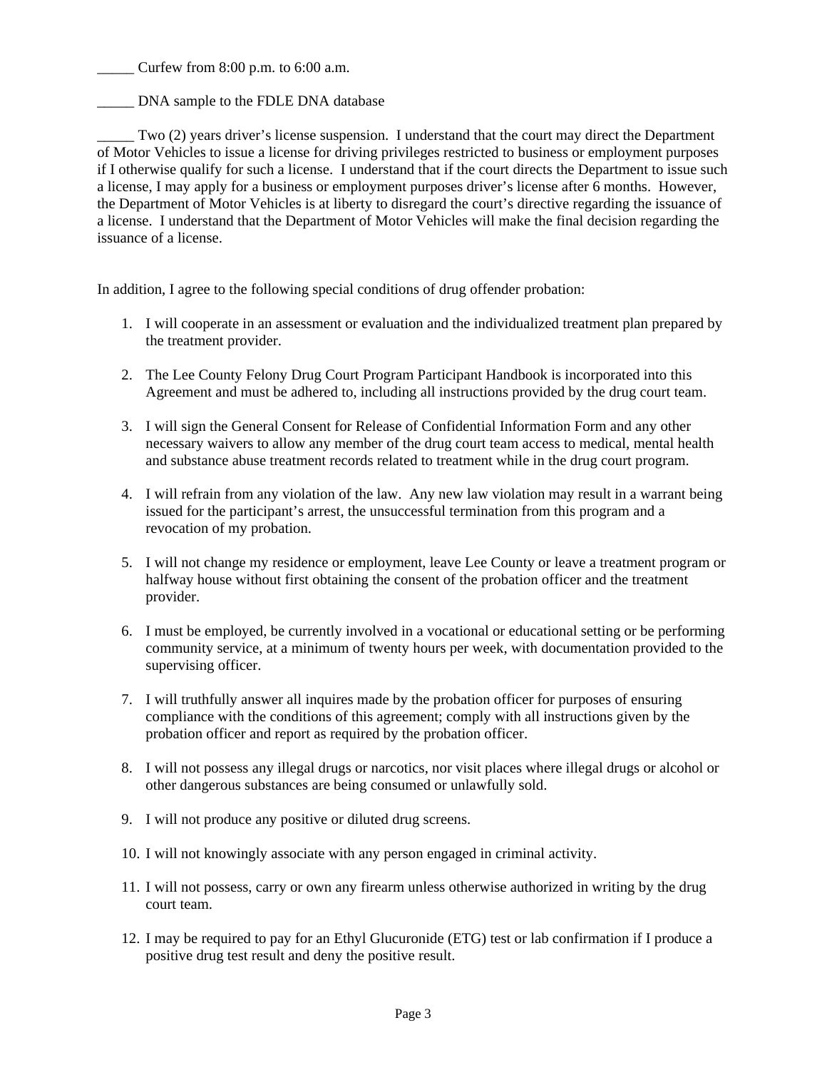_____ Curfew from 8:00 p.m. to 6:00 a.m.

_____ DNA sample to the FDLE DNA database

_____ Two (2) years driver's license suspension. I understand that the court may direct the Department of Motor Vehicles to issue a license for driving privileges restricted to business or employment purposes if I otherwise qualify for such a license. I understand that if the court directs the Department to issue such a license, I may apply for a business or employment purposes driver's license after 6 months. However, the Department of Motor Vehicles is at liberty to disregard the court's directive regarding the issuance of a license. I understand that the Department of Motor Vehicles will make the final decision regarding the issuance of a license.

In addition, I agree to the following special conditions of drug offender probation:

1. I will cooperate in an assessment or evaluation and the individualized treatment plan prepared by the treatment provider.

2. The Lee County Felony Drug Court Program Participant Handbook is incorporated into this Agreement and must be adhered to, including all instructions provided by the drug court team.

3. I will sign the General Consent for Release of Confidential Information Form and any other necessary waivers to allow any member of the drug court team access to medical, mental health and substance abuse treatment records related to treatment while in the drug court program.

4. I will refrain from any violation of the law. Any new law violation may result in a warrant being issued for the participant's arrest, the unsuccessful termination from this program and a revocation of my probation.

5. I will not change my residence or employment, leave Lee County or leave a treatment program or halfway house without first obtaining the consent of the probation officer and the treatment provider.

6. I must be employed, be currently involved in a vocational or educational setting or be performing community service, at a minimum of twenty hours per week, with documentation provided to the supervising officer.

7. I will truthfully answer all inquires made by the probation officer for purposes of ensuring compliance with the conditions of this agreement; comply with all instructions given by the probation officer and report as required by the probation officer.

8. I will not possess any illegal drugs or narcotics, nor visit places where illegal drugs or alcohol or other dangerous substances are being consumed or unlawfully sold.

9. I will not produce any positive or diluted drug screens.

10. I will not knowingly associate with any person engaged in criminal activity.

11. I will not possess, carry or own any firearm unless otherwise authorized in writing by the drug court team.

12. I may be required to pay for an Ethyl Glucuronide (ETG) test or lab confirmation if I produce a positive drug test result and deny the positive result.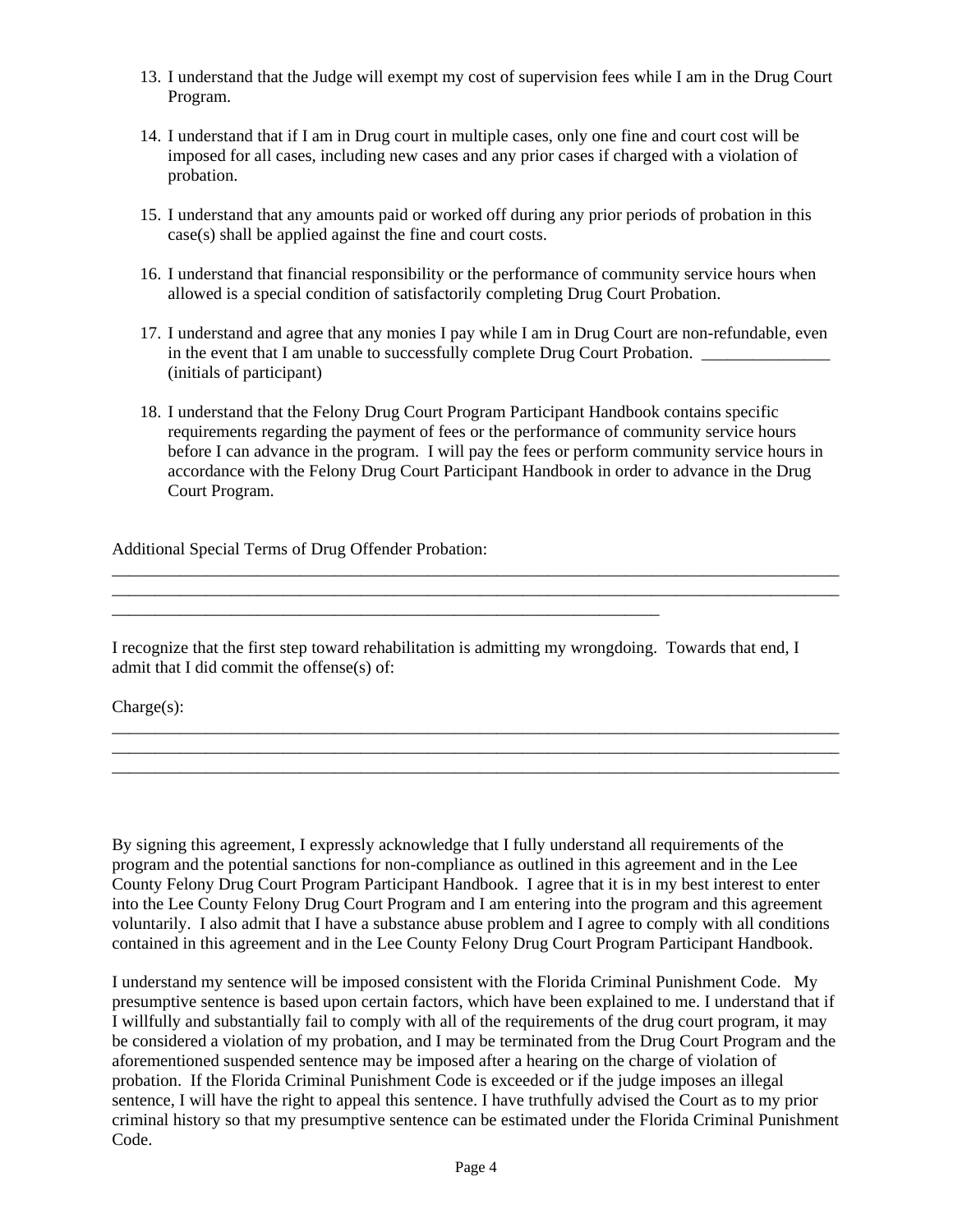13. I understand that the Judge will exempt my cost of supervision fees while I am in the Drug Court Program.

14. I understand that if I am in Drug court in multiple cases, only one fine and court cost will be imposed for all cases, including new cases and any prior cases if charged with a violation of probation.

15. I understand that any amounts paid or worked off during any prior periods of probation in this case(s) shall be applied against the fine and court costs.

16. I understand that financial responsibility or the performance of community service hours when allowed is a special condition of satisfactorily completing Drug Court Probation.

17. I understand and agree that any monies I pay while I am in Drug Court are non-refundable, even in the event that I am unable to successfully complete Drug Court Probation. _______________ (initials of participant)

18. I understand that the Felony Drug Court Program Participant Handbook contains specific requirements regarding the payment of fees or the performance of community service hours before I can advance in the program. I will pay the fees or perform community service hours in accordance with the Felony Drug Court Participant Handbook in order to advance in the Drug Court Program.

Additional Special Terms of Drug Offender Probation:

_____________________________________________________________________________________

_____________________________________________________________________________________

_________________________________________________________________

I recognize that the first step toward rehabilitation is admitting my wrongdoing. Towards that end, I admit that I did commit the offense(s) of:

Charge(s):

_____________________________________________________________________________________

_____________________________________________________________________________________

_____________________________________________________________________________________

By signing this agreement, I expressly acknowledge that I fully understand all requirements of the program and the potential sanctions for non-compliance as outlined in this agreement and in the Lee County Felony Drug Court Program Participant Handbook. I agree that it is in my best interest to enter into the Lee County Felony Drug Court Program and I am entering into the program and this agreement voluntarily. I also admit that I have a substance abuse problem and I agree to comply with all conditions contained in this agreement and in the Lee County Felony Drug Court Program Participant Handbook.

I understand my sentence will be imposed consistent with the Florida Criminal Punishment Code. My presumptive sentence is based upon certain factors, which have been explained to me. I understand that if I willfully and substantially fail to comply with all of the requirements of the drug court program, it may be considered a violation of my probation, and I may be terminated from the Drug Court Program and the aforementioned suspended sentence may be imposed after a hearing on the charge of violation of probation. If the Florida Criminal Punishment Code is exceeded or if the judge imposes an illegal sentence, I will have the right to appeal this sentence. I have truthfully advised the Court as to my prior criminal history so that my presumptive sentence can be estimated under the Florida Criminal Punishment Code.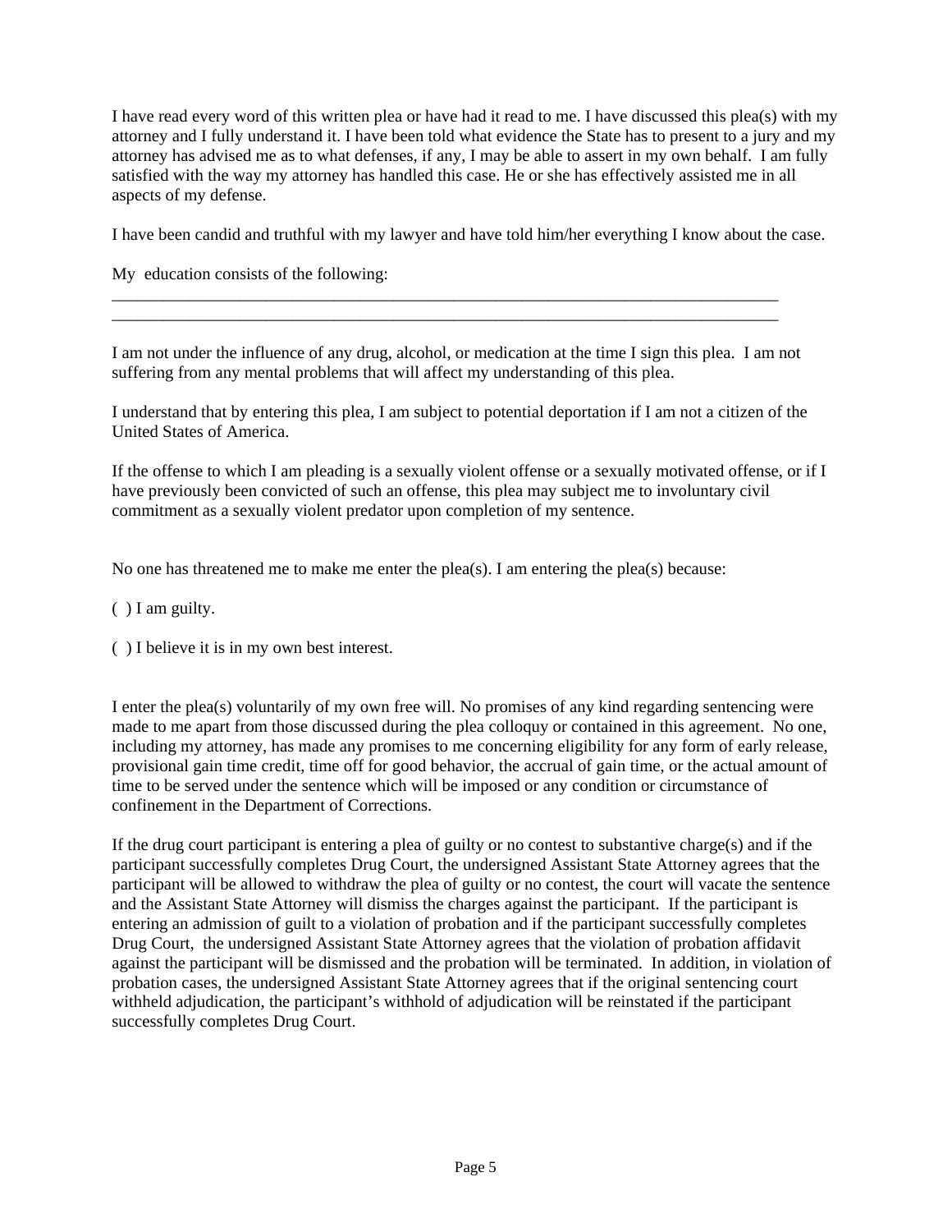I have read every word of this written plea or have had it read to me. I have discussed this plea(s) with my attorney and I fully understand it. I have been told what evidence the State has to present to a jury and my attorney has advised me as to what defenses, if any, I may be able to assert in my own behalf. I am fully satisfied with the way my attorney has handled this case. He or she has effectively assisted me in all aspects of my defense.

I have been candid and truthful with my lawyer and have told him/her everything I know about the case.

My education consists of the following:

\_\_\_\_\_\_\_\_\_\_\_\_\_\_\_\_\_\_\_\_\_\_\_\_\_\_\_\_\_\_\_\_\_\_\_\_\_\_\_\_\_\_\_\_\_\_\_\_\_\_\_\_\_\_\_\_\_\_\_\_\_\_\_\_\_\_\_\_\_\_\_\_\_\_\_\_\_\_
\_\_\_\_\_\_\_\_\_\_\_\_\_\_\_\_\_\_\_\_\_\_\_\_\_\_\_\_\_\_\_\_\_\_\_\_\_\_\_\_\_\_\_\_\_\_\_\_\_\_\_\_\_\_\_\_\_\_\_\_\_\_\_\_\_\_\_\_\_\_\_\_\_\_\_\_\_\_

I am not under the influence of any drug, alcohol, or medication at the time I sign this plea. I am not suffering from any mental problems that will affect my understanding of this plea.

I understand that by entering this plea, I am subject to potential deportation if I am not a citizen of the United States of America.

If the offense to which I am pleading is a sexually violent offense or a sexually motivated offense, or if I have previously been convicted of such an offense, this plea may subject me to involuntary civil commitment as a sexually violent predator upon completion of my sentence.

No one has threatened me to make me enter the plea(s). I am entering the plea(s) because:

( ) I am guilty.

( ) I believe it is in my own best interest.

I enter the plea(s) voluntarily of my own free will. No promises of any kind regarding sentencing were made to me apart from those discussed during the plea colloquy or contained in this agreement. No one, including my attorney, has made any promises to me concerning eligibility for any form of early release, provisional gain time credit, time off for good behavior, the accrual of gain time, or the actual amount of time to be served under the sentence which will be imposed or any condition or circumstance of confinement in the Department of Corrections.

If the drug court participant is entering a plea of guilty or no contest to substantive charge(s) and if the participant successfully completes Drug Court, the undersigned Assistant State Attorney agrees that the participant will be allowed to withdraw the plea of guilty or no contest, the court will vacate the sentence and the Assistant State Attorney will dismiss the charges against the participant. If the participant is entering an admission of guilt to a violation of probation and if the participant successfully completes Drug Court, the undersigned Assistant State Attorney agrees that the violation of probation affidavit against the participant will be dismissed and the probation will be terminated. In addition, in violation of probation cases, the undersigned Assistant State Attorney agrees that if the original sentencing court withheld adjudication, the participant's withhold of adjudication will be reinstated if the participant successfully completes Drug Court.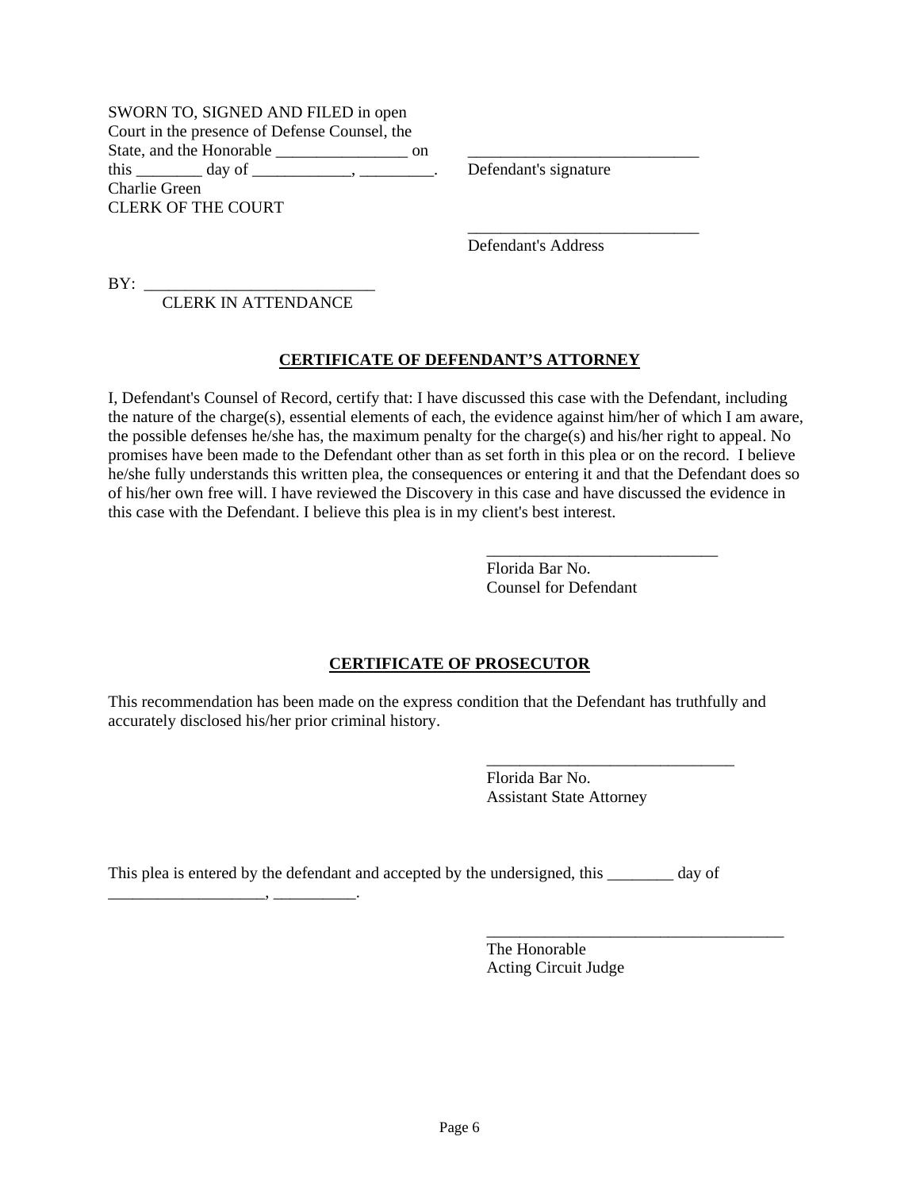SWORN TO, SIGNED AND FILED in open Court in the presence of Defense Counsel, the State, and the Honorable ________________ on this ________ day of ____________, _________.
Charlie Green
CLERK OF THE COURT

____________________________
Defendant's signature

____________________________
Defendant's Address

BY: ____________________________
CLERK IN ATTENDANCE

## CERTIFICATE OF DEFENDANT'S ATTORNEY

I, Defendant's Counsel of Record, certify that: I have discussed this case with the Defendant, including the nature of the charge(s), essential elements of each, the evidence against him/her of which I am aware, the possible defenses he/she has, the maximum penalty for the charge(s) and his/her right to appeal. No promises have been made to the Defendant other than as set forth in this plea or on the record. I believe he/she fully understands this written plea, the consequences or entering it and that the Defendant does so of his/her own free will. I have reviewed the Discovery in this case and have discussed the evidence in this case with the Defendant. I believe this plea is in my client's best interest.

____________________________
Florida Bar No.
Counsel for Defendant

## CERTIFICATE OF PROSECUTOR

This recommendation has been made on the express condition that the Defendant has truthfully and accurately disclosed his/her prior criminal history.

______________________________
Florida Bar No.
Assistant State Attorney

This plea is entered by the defendant and accepted by the undersigned, this ________ day of ___________________, __________.

____________________________________
The Honorable
Acting Circuit Judge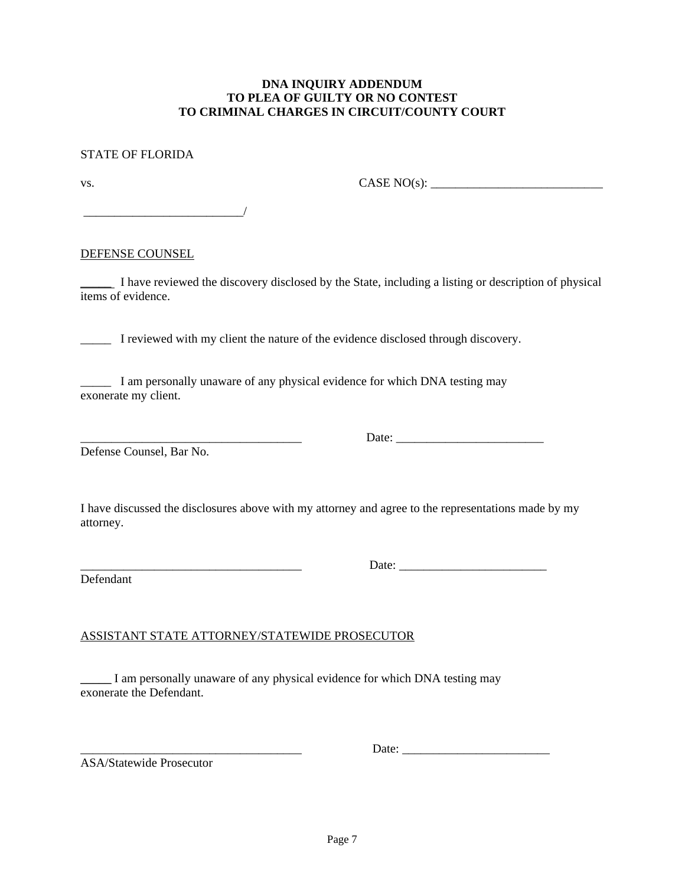**DNA INQUIRY ADDENDUM**
**TO PLEA OF GUILTY OR NO CONTEST**
**TO CRIMINAL CHARGES IN CIRCUIT/COUNTY COURT**

STATE OF FLORIDA

vs. CASE NO(s): ____________________________

__________________________/

DEFENSE COUNSEL

_____ I have reviewed the discovery disclosed by the State, including a listing or description of physical items of evidence.

_____ I reviewed with my client the nature of the evidence disclosed through discovery.

_____ I am personally unaware of any physical evidence for which DNA testing may exonerate my client.

____________________________________ Date: ________________________
Defense Counsel, Bar No.

I have discussed the disclosures above with my attorney and agree to the representations made by my attorney.

____________________________________ Date: ________________________
Defendant

ASSISTANT STATE ATTORNEY/STATEWIDE PROSECUTOR

_____ I am personally unaware of any physical evidence for which DNA testing may exonerate the Defendant.

____________________________________ Date: ________________________
ASA/Statewide Prosecutor